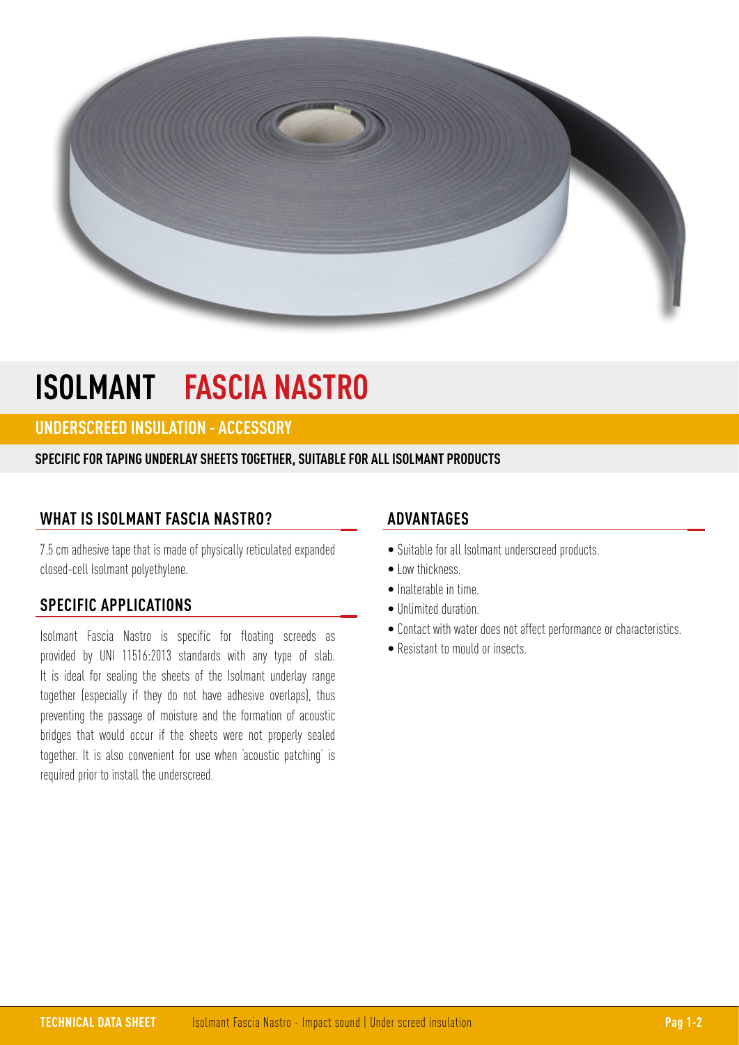# ISOLMANT FASCIA NASTRO

## UNDERSCREED INSULATION - ACCESSORY

**SPECIFIC FOR TAPING UNDERLAY SHEETS TOGETHER, SUITABLE FOR ALL ISOLMANT PRODUCTS**

### WHAT IS ISOLMANT FASCIA NASTRO?

7.5 cm adhesive tape that is made of physically reticulated expanded closed-cell Isolmant polyethylene.

### SPECIFIC APPLICATIONS

Isolmant Fascia Nastro is specific for floating screeds as provided by UNI 11516:2013 standards with any type of slab. It is ideal for sealing the sheets of the Isolmant underlay range together (especially if they do not have adhesive overlaps), thus preventing the passage of moisture and the formation of acoustic bridges that would occur if the sheets were not properly sealed together. It is also convenient for use when 'acoustic patching' is required prior to install the underscreed.

### ADVANTAGES

- Suitable for all Isolmant underscreed products.
- Low thickness.
- Inalterable in time.
- Unlimited duration.
- Contact with water does not affect performance or characteristics.
- Resistant to mould or insects.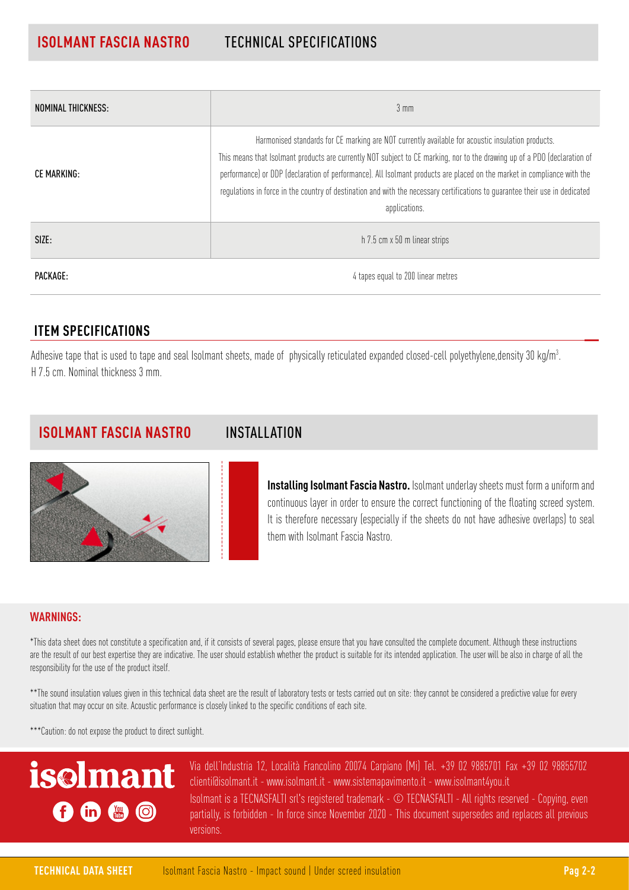## ISOLMANT FASCIA NASTRO TECHNICAL SPECIFICATIONS

| | |
|---|---|
| NOMINAL THICKNESS: | 3 mm |
| CE MARKING: | Harmonised standards for CE marking are NOT currently available for acoustic insulation products. This means that Isolmant products are currently NOT subject to CE marking, nor to the drawing up of a PDO (declaration of performance) or DDP (declaration of performance). All Isolmant products are placed on the market in compliance with the regulations in force in the country of destination and with the necessary certifications to guarantee their use in dedicated applications. |
| SIZE: | h 7.5 cm x 50 m linear strips |
| PACKAGE: | 4 tapes equal to 200 linear metres |

### ITEM SPECIFICATIONS

Adhesive tape that is used to tape and seal Isolmant sheets, made of physically reticulated expanded closed-cell polyethylene,density 30 kg/m$^3$. H 7.5 cm. Nominal thickness 3 mm.

## ISOLMANT FASCIA NASTRO INSTALLATION

**Installing Isolmant Fascia Nastro.** Isolmant underlay sheets must form a uniform and continuous layer in order to ensure the correct functioning of the floating screed system. It is therefore necessary (especially if the sheets do not have adhesive overlaps) to seal them with Isolmant Fascia Nastro.

### WARNINGS:

*This data sheet does not constitute a specification and, if it consists of several pages, please ensure that you have consulted the complete document. Although these instructions are the result of our best expertise they are indicative. The user should establish whether the product is suitable for its intended application. The user will be also in charge of all the responsibility for the use of the product itself.

**The sound insulation values given in this technical data sheet are the result of laboratory tests or tests carried out on site: they cannot be considered a predictive value for every situation that may occur on site. Acoustic performance is closely linked to the specific conditions of each site.

***Caution: do not expose the product to direct sunlight.

isolmant

Via dell'Industria 12, Località Francolino 20074 Carpiano (Mi) Tel. +39 02 9885701 Fax +39 02 98855702
clienti@isolmant.it - www.isolmant.it - www.sistemapavimento.it - www.isolmant4you.it
Isolmant is a TECNASFALTI srl's registered trademark - © TECNASFALTI - All rights reserved - Copying, even partially, is forbidden - In force since November 2020 - This document supersedes and replaces all previous versions.